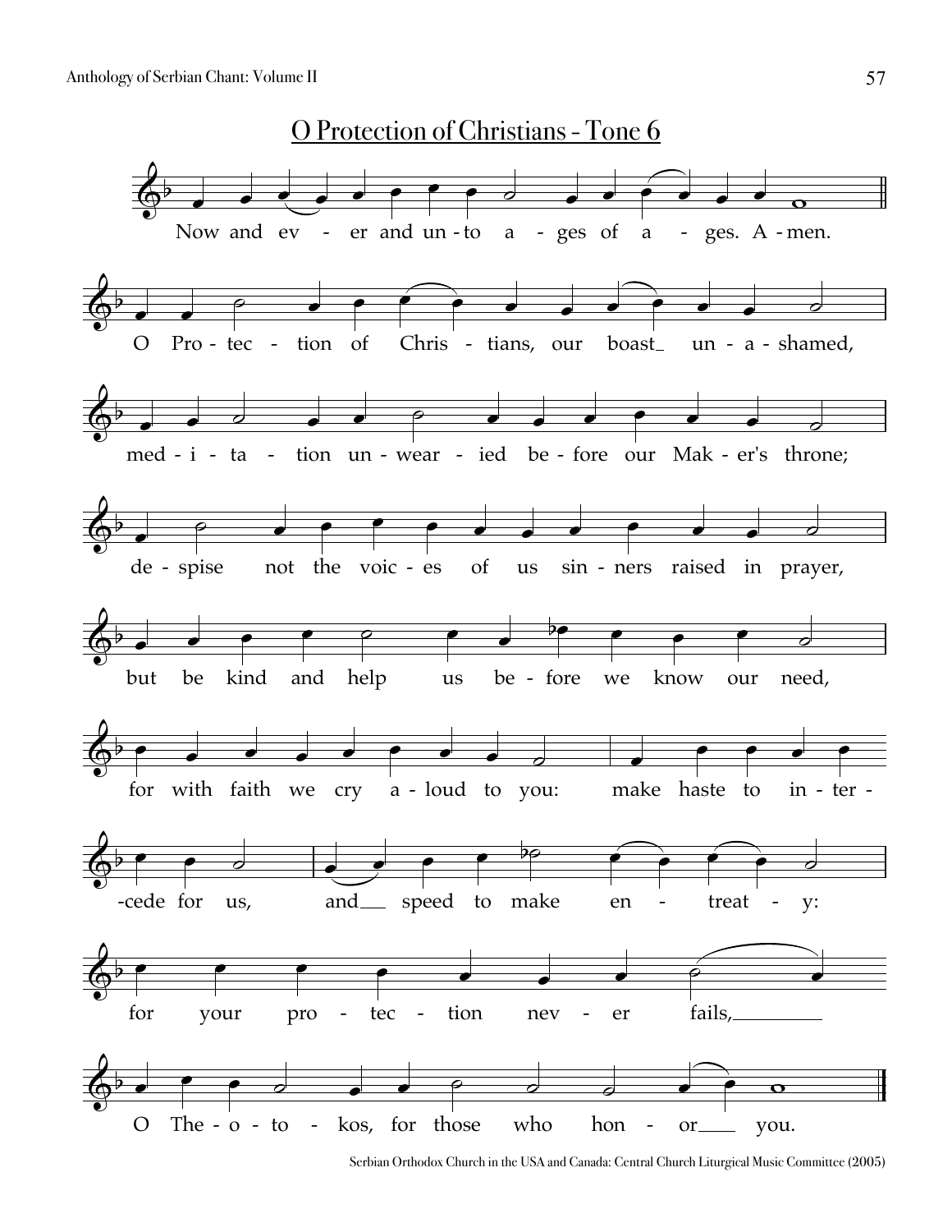## O Protection of Christians - Tone 6

Now and ev - er and un - to a - ges of a - ges. A - men.

O Pro - tec - tion of Chris - tians, our boast_ un - a - shamed,

med - i - ta - tion un - wear - ied be - fore our Mak - er's throne;

de - spise not the voic - es of us sin - ners raised in prayer,

but be kind and help us be - fore we know our need,

for with faith we cry a - loud to you: make haste to in - ter -

-cede for us, and__ speed to make en - treat - y:

for your pro - tec - tion nev - er fails,________

O The - o - to - kos, for those who hon - or___ you.

Serbian Orthodox Church in the USA and Canada: Central Church Liturgical Music Committee (2005)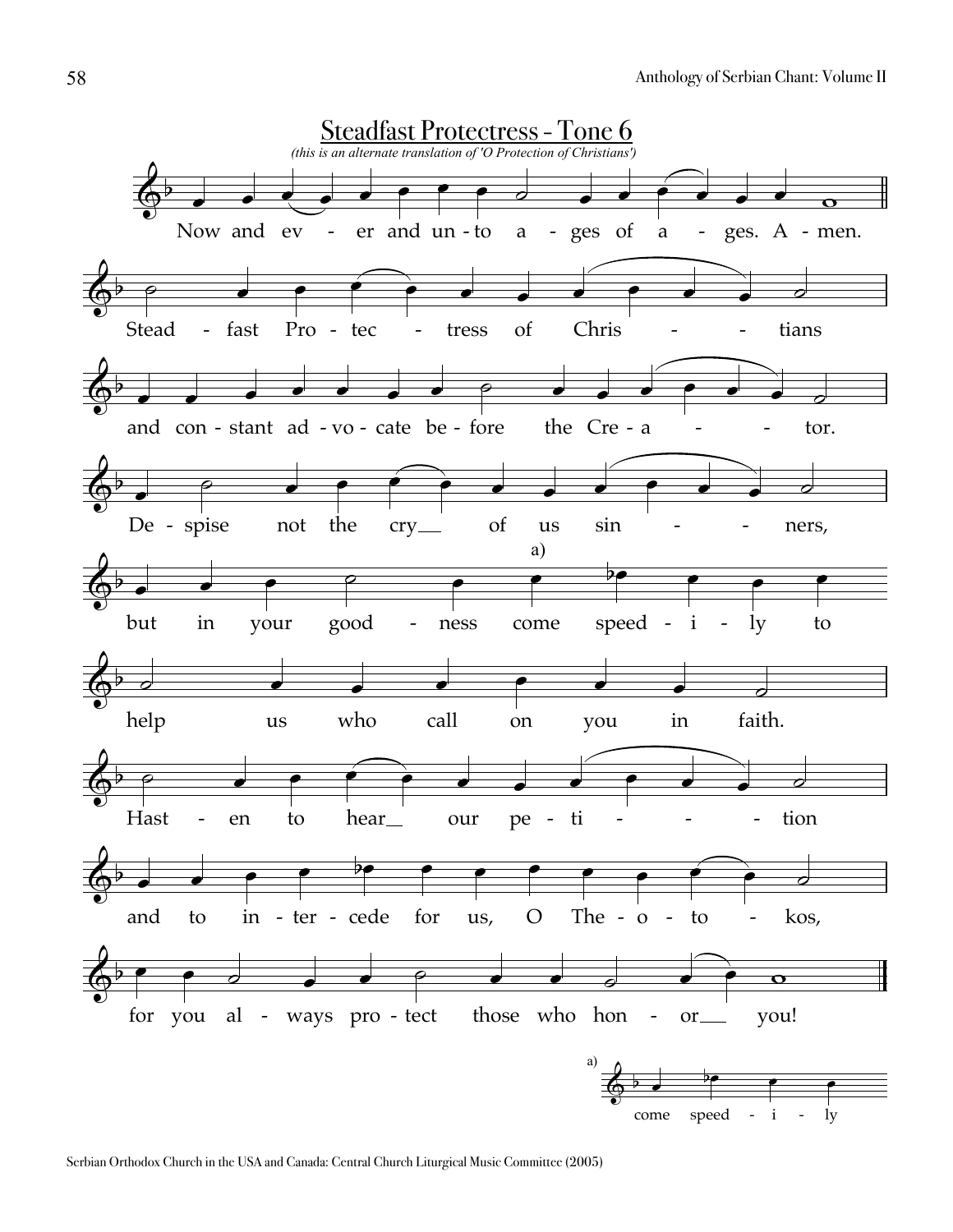## Steadfast Protectress - Tone 6

*(this is an alternate translation of 'O Protection of Christians')*

Now and ev - er and un - to a - ges of a - ges. A - men.

Stead - fast Pro - tec - tress of Chris - - tians

and con - stant ad - vo - cate be - fore the Cre - a - - tor.

De - spise not the cry__ of us sin - - ners,

but in your good - ness come speed - i - ly to

help us who call on you in faith.

Hast - en to hear__ our pe - ti - - - tion

and to in - ter - cede for us, O The - o - to - kos,

for you al - ways pro - tect those who hon - or__ you!

a) come speed - i - ly

Serbian Orthodox Church in the USA and Canada: Central Church Liturgical Music Committee (2005)